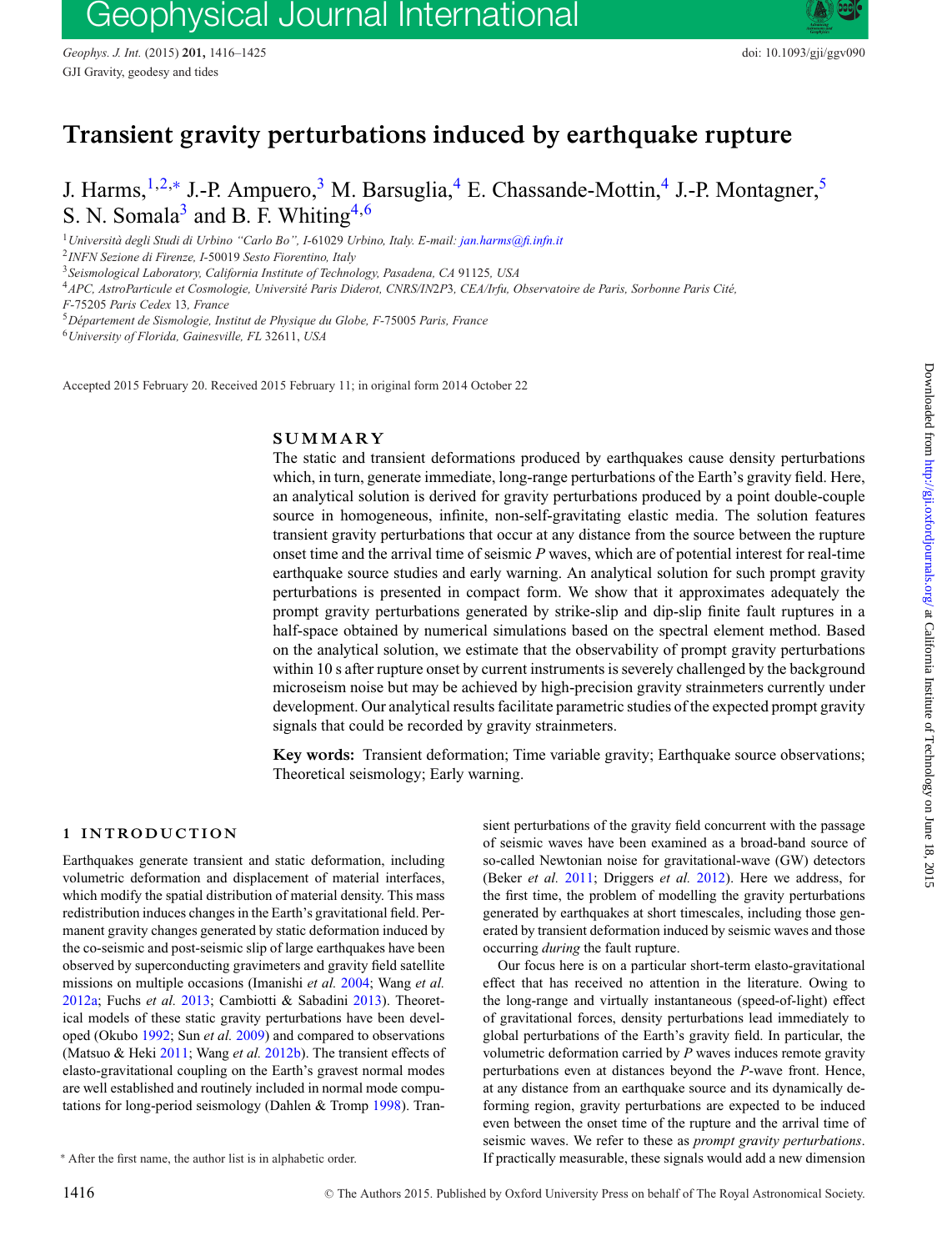# Transient gravity perturbations induced by earthquake rupture

J. Harms,[1,2,*] J.-P. Ampuero,[3] M. Barsuglia,[4] E. Chassande-Mottin,[4] J.-P. Montagner,[5] S. N. Somala[3] and B. F. Whiting[4,6]

[1] *Università degli Studi di Urbino "Carlo Bo", I-61029 Urbino, Italy. E-mail: jan.harms@fi.infn.it*

[2] *INFN Sezione di Firenze, I-50019 Sesto Fiorentino, Italy*

[3] *Seismological Laboratory, California Institute of Technology, Pasadena, CA 91125, USA*

[4] *APC, AstroParticule et Cosmologie, Université Paris Diderot, CNRS/IN2P3, CEA/Irfu, Observatoire de Paris, Sorbonne Paris Cité, F-75205 Paris Cedex 13, France*

[5] *Département de Sismologie, Institut de Physique du Globe, F-75005 Paris, France*

[6] *University of Florida, Gainesville, FL 32611, USA*

Accepted 2015 February 20. Received 2015 February 11; in original form 2014 October 22

## SUMMARY

The static and transient deformations produced by earthquakes cause density perturbations which, in turn, generate immediate, long-range perturbations of the Earth's gravity field. Here, an analytical solution is derived for gravity perturbations produced by a point double-couple source in homogeneous, infinite, non-self-gravitating elastic media. The solution features transient gravity perturbations that occur at any distance from the source between the rupture onset time and the arrival time of seismic *P* waves, which are of potential interest for real-time earthquake source studies and early warning. An analytical solution for such prompt gravity perturbations is presented in compact form. We show that it approximates adequately the prompt gravity perturbations generated by strike-slip and dip-slip finite fault ruptures in a half-space obtained by numerical simulations based on the spectral element method. Based on the analytical solution, we estimate that the observability of prompt gravity perturbations within 10 s after rupture onset by current instruments is severely challenged by the background microseism noise but may be achieved by high-precision gravity strainmeters currently under development. Our analytical results facilitate parametric studies of the expected prompt gravity signals that could be recorded by gravity strainmeters.

**Key words:** Transient deformation; Time variable gravity; Earthquake source observations; Theoretical seismology; Early warning.

## 1 INTRODUCTION

Earthquakes generate transient and static deformation, including volumetric deformation and displacement of material interfaces, which modify the spatial distribution of material density. This mass redistribution induces changes in the Earth's gravitational field. Permanent gravity changes generated by static deformation induced by the co-seismic and post-seismic slip of large earthquakes have been observed by superconducting gravimeters and gravity field satellite missions on multiple occasions (Imanishi *et al.* 2004; Wang *et al.* 2012a; Fuchs *et al.* 2013; Cambiotti & Sabadini 2013). Theoretical models of these static gravity perturbations have been developed (Okubo 1992; Sun *et al.* 2009) and compared to observations (Matsuo & Heki 2011; Wang *et al.* 2012b). The transient effects of elasto-gravitational coupling on the Earth's gravest normal modes are well established and routinely included in normal mode computations for long-period seismology (Dahlen & Tromp 1998). Transient perturbations of the gravity field concurrent with the passage of seismic waves have been examined as a broad-band source of so-called Newtonian noise for gravitational-wave (GW) detectors (Beker *et al.* 2011; Driggers *et al.* 2012). Here we address, for the first time, the problem of modelling the gravity perturbations generated by earthquakes at short timescales, including those generated by transient deformation induced by seismic waves and those occurring *during* the fault rupture.

Our focus here is on a particular short-term elasto-gravitational effect that has received no attention in the literature. Owing to the long-range and virtually instantaneous (speed-of-light) effect of gravitational forces, density perturbations lead immediately to global perturbations of the Earth's gravity field. In particular, the volumetric deformation carried by *P* waves induces remote gravity perturbations even at distances beyond the *P*-wave front. Hence, at any distance from an earthquake source and its dynamically deforming region, gravity perturbations are expected to be induced even between the onset time of the rupture and the arrival time of seismic waves. We refer to these as *prompt gravity perturbations*. If practically measurable, these signals would add a new dimension

* After the first name, the author list is in alphabetic order.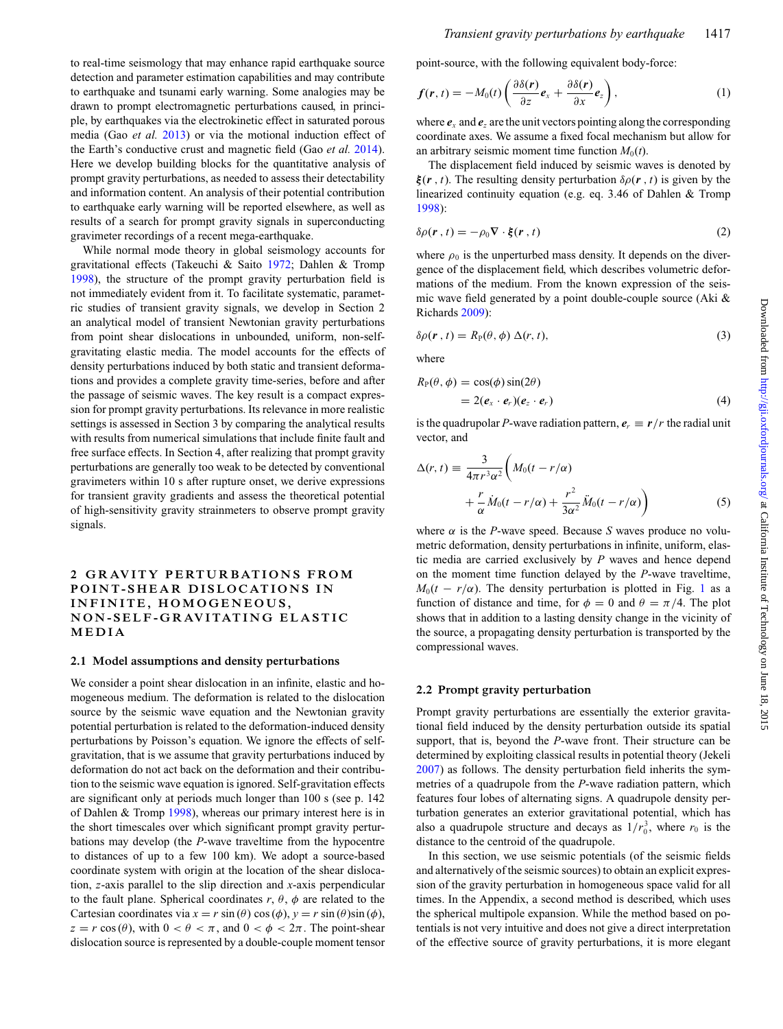to real-time seismology that may enhance rapid earthquake source detection and parameter estimation capabilities and may contribute to earthquake and tsunami early warning. Some analogies may be drawn to prompt electromagnetic perturbations caused, in principle, by earthquakes via the electrokinetic effect in saturated porous media (Gao *et al.* 2013) or via the motional induction effect of the Earth's conductive crust and magnetic field (Gao *et al.* 2014). Here we develop building blocks for the quantitative analysis of prompt gravity perturbations, as needed to assess their detectability and information content. An analysis of their potential contribution to earthquake early warning will be reported elsewhere, as well as results of a search for prompt gravity signals in superconducting gravimeter recordings of a recent mega-earthquake.

While normal mode theory in global seismology accounts for gravitational effects (Takeuchi & Saito 1972; Dahlen & Tromp 1998), the structure of the prompt gravity perturbation field is not immediately evident from it. To facilitate systematic, parametric studies of transient gravity signals, we develop in Section 2 an analytical model of transient Newtonian gravity perturbations from point shear dislocations in unbounded, uniform, non-self-gravitating elastic media. The model accounts for the effects of density perturbations induced by both static and transient deformations and provides a complete gravity time-series, before and after the passage of seismic waves. The key result is a compact expression for prompt gravity perturbations. Its relevance in more realistic settings is assessed in Section 3 by comparing the analytical results with results from numerical simulations that include finite fault and free surface effects. In Section 4, after realizing that prompt gravity perturbations are generally too weak to be detected by conventional gravimeters within 10 s after rupture onset, we derive expressions for transient gravity gradients and assess the theoretical potential of high-sensitivity gravity strainmeters to observe prompt gravity signals.

## 2 GRAVITY PERTURBATIONS FROM POINT-SHEAR DISLOCATIONS IN INFINITE, HOMOGENEOUS, NON-SELF-GRAVITATING ELASTIC MEDIA

### 2.1 Model assumptions and density perturbations

We consider a point shear dislocation in an infinite, elastic and homogeneous medium. The deformation is related to the dislocation source by the seismic wave equation and the Newtonian gravity potential perturbation is related to the deformation-induced density perturbations by Poisson's equation. We ignore the effects of self-gravitation, that is we assume that gravity perturbations induced by deformation do not act back on the deformation and their contribution to the seismic wave equation is ignored. Self-gravitation effects are significant only at periods much longer than 100 s (see p. 142 of Dahlen & Tromp 1998), whereas our primary interest here is in the short timescales over which significant prompt gravity perturbations may develop (the *P*-wave traveltime from the hypocentre to distances of up to a few 100 km). We adopt a source-based coordinate system with origin at the location of the shear dislocation, $z$-axis parallel to the slip direction and $x$-axis perpendicular to the fault plane. Spherical coordinates $r$, $\theta$, $\phi$ are related to the Cartesian coordinates via $x = r\sin(\theta)\cos(\phi)$, $y = r\sin(\theta)\sin(\phi)$, $z = r\cos(\theta)$, with $0 < \theta < \pi$, and $0 < \phi < 2\pi$. The point-shear dislocation source is represented by a double-couple moment tensor point-source, with the following equivalent body-force:

$$\boldsymbol{f}(\boldsymbol{r}, t) = -M_0(t)\left(\frac{\partial\delta(\boldsymbol{r})}{\partial z}\boldsymbol{e}_x + \frac{\partial\delta(\boldsymbol{r})}{\partial x}\boldsymbol{e}_z\right), \tag{1}$$

where $\boldsymbol{e}_x$ and $\boldsymbol{e}_z$ are the unit vectors pointing along the corresponding coordinate axes. We assume a fixed focal mechanism but allow for an arbitrary seismic moment time function $M_0(t)$.

The displacement field induced by seismic waves is denoted by $\boldsymbol{\xi}(\boldsymbol{r}, t)$. The resulting density perturbation $\delta\rho(\boldsymbol{r}, t)$ is given by the linearized continuity equation (e.g. eq. 3.46 of Dahlen & Tromp 1998):

$$\delta\rho(\boldsymbol{r}, t) = -\rho_0 \nabla\cdot\boldsymbol{\xi}(\boldsymbol{r}, t) \tag{2}$$

where $\rho_0$ is the unperturbed mass density. It depends on the divergence of the displacement field, which describes volumetric deformations of the medium. From the known expression of the seismic wave field generated by a point double-couple source (Aki & Richards 2009):

$$\delta\rho(\boldsymbol{r}, t) = R_{\mathrm{P}}(\theta, \phi)\,\Delta(r, t), \tag{3}$$

where

$$\begin{aligned} R_{\mathrm{P}}(\theta, \phi) &= \cos(\phi)\sin(2\theta) \\ &= 2(\boldsymbol{e}_x\cdot\boldsymbol{e}_r)(\boldsymbol{e}_z\cdot\boldsymbol{e}_r) \end{aligned} \tag{4}$$

is the quadrupolar *P*-wave radiation pattern, $\boldsymbol{e}_r \equiv \boldsymbol{r}/r$ the radial unit vector, and

$$\begin{aligned} \Delta(r, t) \equiv \frac{3}{4\pi r^3\alpha^2}\bigg(& M_0(t - r/\alpha) \\ &+ \frac{r}{\alpha}\dot{M}_0(t - r/\alpha) + \frac{r^2}{3\alpha^2}\ddot{M}_0(t - r/\alpha)\bigg) \end{aligned} \tag{5}$$

where $\alpha$ is the *P*-wave speed. Because *S* waves produce no volumetric deformation, density perturbations in infinite, uniform, elastic media are carried exclusively by *P* waves and hence depend on the moment time function delayed by the *P*-wave traveltime, $M_0(t - r/\alpha)$. The density perturbation is plotted in Fig. 1 as a function of distance and time, for $\phi = 0$ and $\theta = \pi/4$. The plot shows that in addition to a lasting density change in the vicinity of the source, a propagating density perturbation is transported by the compressional waves.

### 2.2 Prompt gravity perturbation

Prompt gravity perturbations are essentially the exterior gravitational field induced by the density perturbation outside its spatial support, that is, beyond the *P*-wave front. Their structure can be determined by exploiting classical results in potential theory (Jekeli 2007) as follows. The density perturbation field inherits the symmetries of a quadrupole from the *P*-wave radiation pattern, which features four lobes of alternating signs. A quadrupole density perturbation generates an exterior gravitational potential, which has also a quadrupole structure and decays as $1/r_0^3$, where $r_0$ is the distance to the centroid of the quadrupole.

In this section, we use seismic potentials (of the seismic fields and alternatively of the seismic sources) to obtain an explicit expression of the gravity perturbation in homogeneous space valid for all times. In the Appendix, a second method is described, which uses the spherical multipole expansion. While the method based on potentials is not very intuitive and does not give a direct interpretation of the effective source of gravity perturbations, it is more elegant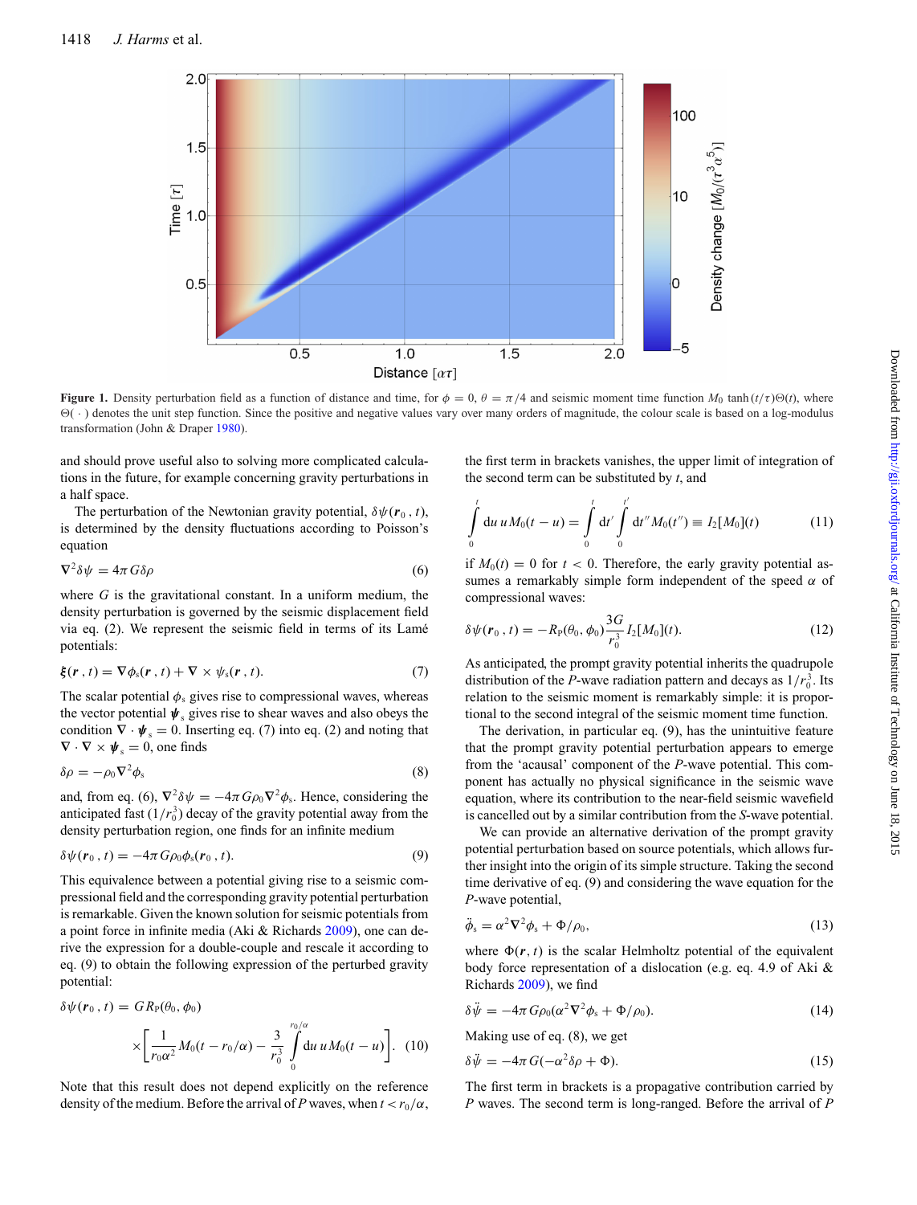**Figure 1.** Density perturbation field as a function of distance and time, for $\phi = 0$, $\theta = \pi/4$ and seismic moment time function $M_0 \tanh(t/\tau)\Theta(t)$, where $\Theta(\cdot)$ denotes the unit step function. Since the positive and negative values vary over many orders of magnitude, the colour scale is based on a log-modulus transformation (John & Draper 1980).

and should prove useful also to solving more complicated calculations in the future, for example concerning gravity perturbations in a half space.

The perturbation of the Newtonian gravity potential, $\delta\psi(\boldsymbol{r}_0, t)$, is determined by the density fluctuations according to Poisson's equation

$$\nabla^2 \delta\psi = 4\pi G \delta\rho \tag{6}$$

where $G$ is the gravitational constant. In a uniform medium, the density perturbation is governed by the seismic displacement field via eq. (2). We represent the seismic field in terms of its Lamé potentials:

$$\boldsymbol{\xi}(\boldsymbol{r}, t) = \nabla \phi_{\rm s}(\boldsymbol{r}, t) + \nabla \times \boldsymbol{\psi}_{\rm s}(\boldsymbol{r}, t). \tag{7}$$

The scalar potential $\phi_{\rm s}$ gives rise to compressional waves, whereas the vector potential $\boldsymbol{\psi}_{\rm s}$ gives rise to shear waves and also obeys the condition $\nabla \cdot \boldsymbol{\psi}_{\rm s} = 0$. Inserting eq. (7) into eq. (2) and noting that $\nabla \cdot \nabla \times \boldsymbol{\psi}_{\rm s} = 0$, one finds

$$\delta\rho = -\rho_0 \nabla^2 \phi_{\rm s} \tag{8}$$

and, from eq. (6), $\nabla^2 \delta\psi = -4\pi G \rho_0 \nabla^2 \phi_{\rm s}$. Hence, considering the anticipated fast $(1/r_0^3)$ decay of the gravity potential away from the density perturbation region, one finds for an infinite medium

$$\delta\psi(\boldsymbol{r}_0, t) = -4\pi G \rho_0 \phi_{\rm s}(\boldsymbol{r}_0, t). \tag{9}$$

This equivalence between a potential giving rise to a seismic compressional field and the corresponding gravity potential perturbation is remarkable. Given the known solution for seismic potentials from a point force in infinite media (Aki & Richards 2009), one can derive the expression for a double-couple and rescale it according to eq. (9) to obtain the following expression of the perturbed gravity potential:

$$\delta\psi(\boldsymbol{r}_0, t) = G R_{\rm P}(\theta_0, \phi_0) \times \left[ \frac{1}{r_0 \alpha^2} M_0(t - r_0/\alpha) - \frac{3}{r_0^3} \int_0^{r_0/\alpha} {\rm d}u\, u M_0(t - u) \right]. \tag{10}$$

Note that this result does not depend explicitly on the reference density of the medium. Before the arrival of $P$ waves, when $t < r_0/\alpha$, the first term in brackets vanishes, the upper limit of integration of the second term can be substituted by $t$, and

$$\int_0^t {\rm d}u\, u M_0(t - u) = \int_0^t {\rm d}t' \int_0^{t'} {\rm d}t'' M_0(t'') \equiv I_2[M_0](t) \tag{11}$$

if $M_0(t) = 0$ for $t < 0$. Therefore, the early gravity potential assumes a remarkably simple form independent of the speed $\alpha$ of compressional waves:

$$\delta\psi(\boldsymbol{r}_0, t) = -R_{\rm P}(\theta_0, \phi_0) \frac{3G}{r_0^3} I_2[M_0](t). \tag{12}$$

As anticipated, the prompt gravity potential inherits the quadrupole distribution of the $P$-wave radiation pattern and decays as $1/r_0^3$. Its relation to the seismic moment is remarkably simple: it is proportional to the second integral of the seismic moment time function.

The derivation, in particular eq. (9), has the unintuitive feature that the prompt gravity potential perturbation appears to emerge from the 'acausal' component of the $P$-wave potential. This component has actually no physical significance in the seismic wave equation, where its contribution to the near-field seismic wavefield is cancelled out by a similar contribution from the $S$-wave potential.

We can provide an alternative derivation of the prompt gravity potential perturbation based on source potentials, which allows further insight into the origin of its simple structure. Taking the second time derivative of eq. (9) and considering the wave equation for the $P$-wave potential,

$$\ddot{\phi}_{\rm s} = \alpha^2 \nabla^2 \phi_{\rm s} + \Phi/\rho_0, \tag{13}$$

where $\Phi(\boldsymbol{r}, t)$ is the scalar Helmholtz potential of the equivalent body force representation of a dislocation (e.g. eq. 4.9 of Aki & Richards 2009), we find

$$\delta\ddot{\psi} = -4\pi G \rho_0 (\alpha^2 \nabla^2 \phi_{\rm s} + \Phi/\rho_0). \tag{14}$$

Making use of eq. (8), we get

$$\delta\ddot{\psi} = -4\pi G(-\alpha^2 \delta\rho + \Phi). \tag{15}$$

The first term in brackets is a propagative contribution carried by $P$ waves. The second term is long-ranged. Before the arrival of $P$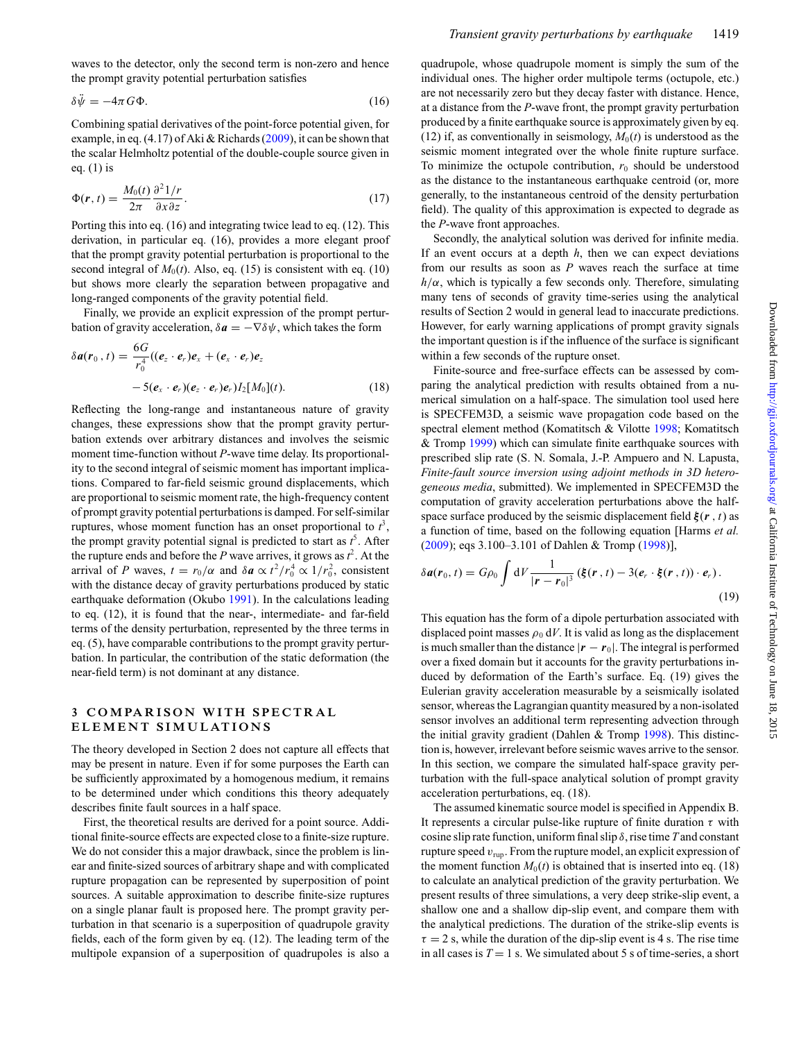waves to the detector, only the second term is non-zero and hence the prompt gravity potential perturbation satisfies

$$\delta\ddot{\psi} = -4\pi G\Phi. \tag{16}$$

Combining spatial derivatives of the point-force potential given, for example, in eq. (4.17) of Aki & Richards (2009), it can be shown that the scalar Helmholtz potential of the double-couple source given in eq. (1) is

$$\Phi(\boldsymbol{r}, t) = \frac{M_0(t)}{2\pi}\frac{\partial^2 1/r}{\partial x \partial z}. \tag{17}$$

Porting this into eq. (16) and integrating twice lead to eq. (12). This derivation, in particular eq. (16), provides a more elegant proof that the prompt gravity potential perturbation is proportional to the second integral of $M_0(t)$. Also, eq. (15) is consistent with eq. (10) but shows more clearly the separation between propagative and long-ranged components of the gravity potential field.

Finally, we provide an explicit expression of the prompt perturbation of gravity acceleration, $\delta\boldsymbol{a} = -\nabla\delta\psi$, which takes the form

$$\delta\boldsymbol{a}(\boldsymbol{r}_0, t) = \frac{6G}{r_0^4}((\boldsymbol{e}_z\cdot\boldsymbol{e}_r)\boldsymbol{e}_x + (\boldsymbol{e}_x\cdot\boldsymbol{e}_r)\boldsymbol{e}_z - 5(\boldsymbol{e}_x\cdot\boldsymbol{e}_r)(\boldsymbol{e}_z\cdot\boldsymbol{e}_r)\boldsymbol{e}_r)I_2[M_0](t). \tag{18}$$

Reflecting the long-range and instantaneous nature of gravity changes, these expressions show that the prompt gravity perturbation extends over arbitrary distances and involves the seismic moment time-function without $P$-wave time delay. Its proportionality to the second integral of seismic moment has important implications. Compared to far-field seismic ground displacements, which are proportional to seismic moment rate, the high-frequency content of prompt gravity potential perturbations is damped. For self-similar ruptures, whose moment function has an onset proportional to $t^3$, the prompt gravity potential signal is predicted to start as $t^5$. After the rupture ends and before the $P$ wave arrives, it grows as $t^2$. At the arrival of $P$ waves, $t = r_0/\alpha$ and $\delta\boldsymbol{a} \propto t^2/r_0^4 \propto 1/r_0^2$, consistent with the distance decay of gravity perturbations produced by static earthquake deformation (Okubo 1991). In the calculations leading to eq. (12), it is found that the near-, intermediate- and far-field terms of the density perturbation, represented by the three terms in eq. (5), have comparable contributions to the prompt gravity perturbation. In particular, the contribution of the static deformation (the near-field term) is not dominant at any distance.

## 3 COMPARISON WITH SPECTRAL ELEMENT SIMULATIONS

The theory developed in Section 2 does not capture all effects that may be present in nature. Even if for some purposes the Earth can be sufficiently approximated by a homogenous medium, it remains to be determined under which conditions this theory adequately describes finite fault sources in a half space.

First, the theoretical results are derived for a point source. Additional finite-source effects are expected close to a finite-size rupture. We do not consider this a major drawback, since the problem is linear and finite-sized sources of arbitrary shape and with complicated rupture propagation can be represented by superposition of point sources. A suitable approximation to describe finite-size ruptures on a single planar fault is proposed here. The prompt gravity perturbation in that scenario is a superposition of quadrupole gravity fields, each of the form given by eq. (12). The leading term of the multipole expansion of a superposition of quadrupoles is also a quadrupole, whose quadrupole moment is simply the sum of the individual ones. The higher order multipole terms (octupole, etc.) are not necessarily zero but they decay faster with distance. Hence, at a distance from the $P$-wave front, the prompt gravity perturbation produced by a finite earthquake source is approximately given by eq. (12) if, as conventionally in seismology, $M_0(t)$ is understood as the seismic moment integrated over the whole finite rupture surface. To minimize the octupole contribution, $r_0$ should be understood as the distance to the instantaneous earthquake centroid (or, more generally, to the instantaneous centroid of the density perturbation field). The quality of this approximation is expected to degrade as the $P$-wave front approaches.

Secondly, the analytical solution was derived for infinite media. If an event occurs at a depth $h$, then we can expect deviations from our results as soon as $P$ waves reach the surface at time $h/\alpha$, which is typically a few seconds only. Therefore, simulating many tens of seconds of gravity time-series using the analytical results of Section 2 would in general lead to inaccurate predictions. However, for early warning applications of prompt gravity signals the important question is if the influence of the surface is significant within a few seconds of the rupture onset.

Finite-source and free-surface effects can be assessed by comparing the analytical prediction with results obtained from a numerical simulation on a half-space. The simulation tool used here is SPECFEM3D, a seismic wave propagation code based on the spectral element method (Komatitsch & Vilotte 1998; Komatitsch & Tromp 1999) which can simulate finite earthquake sources with prescribed slip rate (S. N. Somala, J.-P. Ampuero and N. Lapusta, *Finite-fault source inversion using adjoint methods in 3D heterogeneous media*, submitted). We implemented in SPECFEM3D the computation of gravity acceleration perturbations above the half-space surface produced by the seismic displacement field $\boldsymbol{\xi}(\boldsymbol{r}, t)$ as a function of time, based on the following equation [Harms *et al.* (2009); eqs 3.100–3.101 of Dahlen & Tromp (1998)],

$$\delta\boldsymbol{a}(\boldsymbol{r}_0, t) = G\rho_0\int dV\frac{1}{|\boldsymbol{r}-\boldsymbol{r}_0|^3}(\boldsymbol{\xi}(\boldsymbol{r}, t) - 3(\boldsymbol{e}_r\cdot\boldsymbol{\xi}(\boldsymbol{r}, t))\cdot\boldsymbol{e}_r). \tag{19}$$

This equation has the form of a dipole perturbation associated with displaced point masses $\rho_0\,dV$. It is valid as long as the displacement is much smaller than the distance $|\boldsymbol{r}-\boldsymbol{r}_0|$. The integral is performed over a fixed domain but it accounts for the gravity perturbations induced by deformation of the Earth's surface. Eq. (19) gives the Eulerian gravity acceleration measurable by a seismically isolated sensor, whereas the Lagrangian quantity measured by a non-isolated sensor involves an additional term representing advection through the initial gravity gradient (Dahlen & Tromp 1998). This distinction is, however, irrelevant before seismic waves arrive to the sensor. In this section, we compare the simulated half-space gravity perturbation with the full-space analytical solution of prompt gravity acceleration perturbations, eq. (18).

The assumed kinematic source model is specified in Appendix B. It represents a circular pulse-like rupture of finite duration $\tau$ with cosine slip rate function, uniform final slip $\delta$, rise time $T$ and constant rupture speed $v_{\text{rup}}$. From the rupture model, an explicit expression of the moment function $M_0(t)$ is obtained that is inserted into eq. (18) to calculate an analytical prediction of the gravity perturbation. We present results of three simulations, a very deep strike-slip event, a shallow one and a shallow dip-slip event, and compare them with the analytical predictions. The duration of the strike-slip events is $\tau = 2$ s, while the duration of the dip-slip event is 4 s. The rise time in all cases is $T = 1$ s. We simulated about 5 s of time-series, a short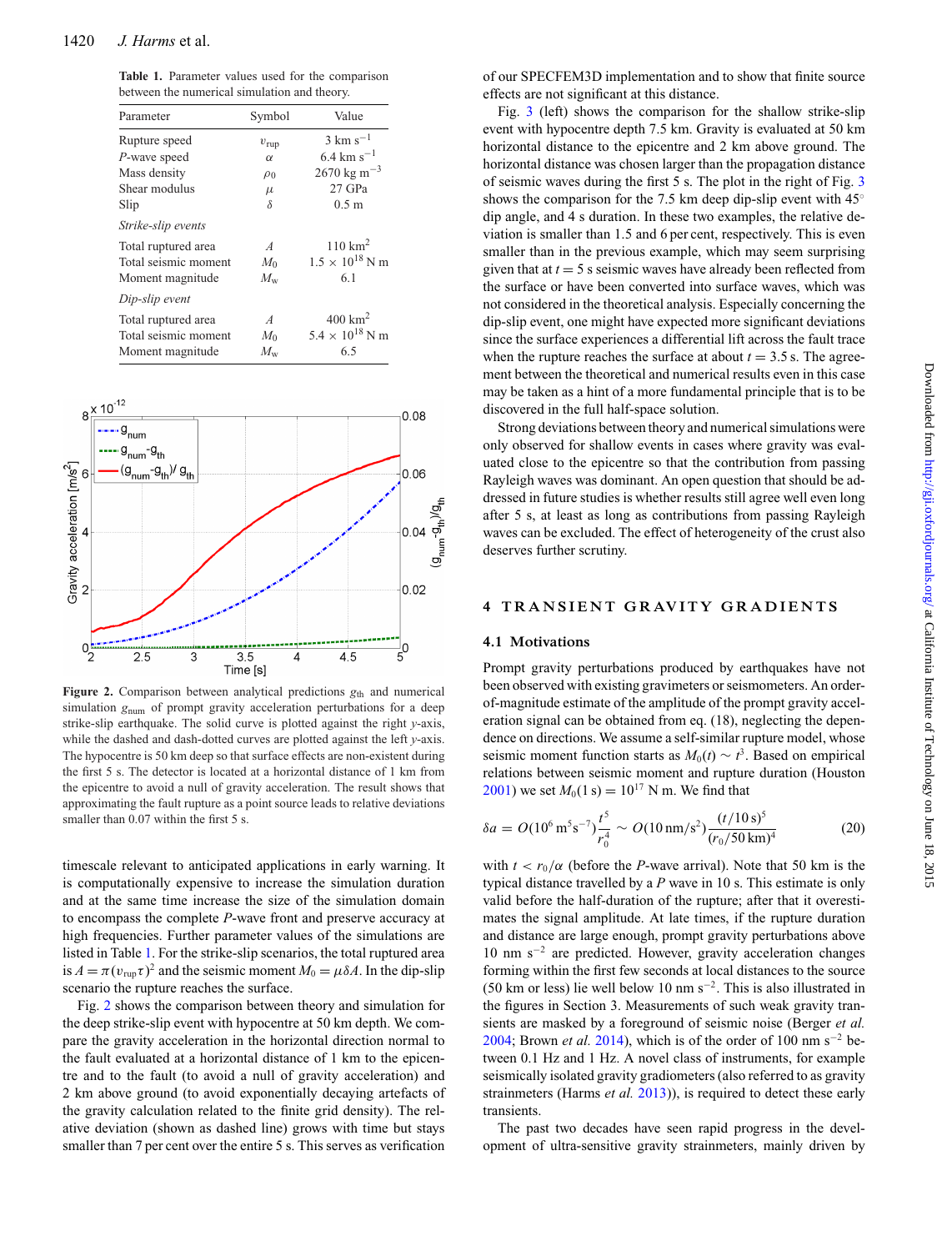**Table 1.** Parameter values used for the comparison between the numerical simulation and theory.

| Parameter | Symbol | Value |
|---|---|---|
| Rupture speed | $v_{\rm rup}$ | 3 km s$^{-1}$ |
| *P*-wave speed | $\alpha$ | 6.4 km s$^{-1}$ |
| Mass density | $\rho_0$ | 2670 kg m$^{-3}$ |
| Shear modulus | $\mu$ | 27 GPa |
| Slip | $\delta$ | 0.5 m |
| *Strike-slip events* | | |
| Total ruptured area | $A$ | 110 km$^2$ |
| Total seismic moment | $M_0$ | $1.5\times10^{18}$ N m |
| Moment magnitude | $M_{\rm w}$ | 6.1 |
| *Dip-slip event* | | |
| Total ruptured area | $A$ | 400 km$^2$ |
| Total seismic moment | $M_0$ | $5.4\times10^{18}$ N m |
| Moment magnitude | $M_{\rm w}$ | 6.5 |

**Figure 2.** Comparison between analytical predictions $g_{\rm th}$ and numerical simulation $g_{\rm num}$ of prompt gravity acceleration perturbations for a deep strike-slip earthquake. The solid curve is plotted against the right *y*-axis, while the dashed and dash-dotted curves are plotted against the left *y*-axis. The hypocentre is 50 km deep so that surface effects are non-existent during the first 5 s. The detector is located at a horizontal distance of 1 km from the epicentre to avoid a null of gravity acceleration. The result shows that approximating the fault rupture as a point source leads to relative deviations smaller than 0.07 within the first 5 s.

timescale relevant to anticipated applications in early warning. It is computationally expensive to increase the simulation duration and at the same time increase the size of the simulation domain to encompass the complete *P*-wave front and preserve accuracy at high frequencies. Further parameter values of the simulations are listed in Table 1. For the strike-slip scenarios, the total ruptured area is $A=\pi(v_{\rm rup}\tau)^2$ and the seismic moment $M_0=\mu\delta A$. In the dip-slip scenario the rupture reaches the surface.

Fig. 2 shows the comparison between theory and simulation for the deep strike-slip event with hypocentre at 50 km depth. We compare the gravity acceleration in the horizontal direction normal to the fault evaluated at a horizontal distance of 1 km to the epicentre and to the fault (to avoid a null of gravity acceleration) and 2 km above ground (to avoid exponentially decaying artefacts of the gravity calculation related to the finite grid density). The relative deviation (shown as dashed line) grows with time but stays smaller than 7 per cent over the entire 5 s. This serves as verification of our SPECFEM3D implementation and to show that finite source effects are not significant at this distance.

Fig. 3 (left) shows the comparison for the shallow strike-slip event with hypocentre depth 7.5 km. Gravity is evaluated at 50 km horizontal distance to the epicentre and 2 km above ground. The horizontal distance was chosen larger than the propagation distance of seismic waves during the first 5 s. The plot in the right of Fig. 3 shows the comparison for the 7.5 km deep dip-slip event with 45° dip angle, and 4 s duration. In these two examples, the relative deviation is smaller than 1.5 and 6 per cent, respectively. This is even smaller than in the previous example, which may seem surprising given that at $t=5$ s seismic waves have already been reflected from the surface or have been converted into surface waves, which was not considered in the theoretical analysis. Especially concerning the dip-slip event, one might have expected more significant deviations since the surface experiences a differential lift across the fault trace when the rupture reaches the surface at about $t=3.5$ s. The agreement between the theoretical and numerical results even in this case may be taken as a hint of a more fundamental principle that is to be discovered in the full half-space solution.

Strong deviations between theory and numerical simulations were only observed for shallow events in cases where gravity was evaluated close to the epicentre so that the contribution from passing Rayleigh waves was dominant. An open question that should be addressed in future studies is whether results still agree well even long after 5 s, at least as long as contributions from passing Rayleigh waves can be excluded. The effect of heterogeneity of the crust also deserves further scrutiny.

## 4 TRANSIENT GRAVITY GRADIENTS

### 4.1 Motivations

Prompt gravity perturbations produced by earthquakes have not been observed with existing gravimeters or seismometers. An order-of-magnitude estimate of the amplitude of the prompt gravity acceleration signal can be obtained from eq. (18), neglecting the dependence on directions. We assume a self-similar rupture model, whose seismic moment function starts as $M_0(t)\sim t^3$. Based on empirical relations between seismic moment and rupture duration (Houston 2001) we set $M_0(1\,{\rm s})=10^{17}$ N m. We find that

$$\delta a = O(10^6\,{\rm m^5 s^{-7}})\frac{t^5}{r_0^4}\sim O(10\,{\rm nm/s^2})\frac{(t/10\,{\rm s})^5}{(r_0/50\,{\rm km})^4} \tag{20}$$

with $t<r_0/\alpha$ (before the *P*-wave arrival). Note that 50 km is the typical distance travelled by a *P* wave in 10 s. This estimate is only valid before the half-duration of the rupture; after that it overestimates the signal amplitude. At late times, if the rupture duration and distance are large enough, prompt gravity perturbations above 10 nm s$^{-2}$ are predicted. However, gravity acceleration changes forming within the first few seconds at local distances to the source (50 km or less) lie well below 10 nm s$^{-2}$. This is also illustrated in the figures in Section 3. Measurements of such weak gravity transients are masked by a foreground of seismic noise (Berger *et al.* 2004; Brown *et al.* 2014), which is of the order of 100 nm s$^{-2}$ between 0.1 Hz and 1 Hz. A novel class of instruments, for example seismically isolated gravity gradiometers (also referred to as gravity strainmeters (Harms *et al.* 2013)), is required to detect these early transients.

The past two decades have seen rapid progress in the development of ultra-sensitive gravity strainmeters, mainly driven by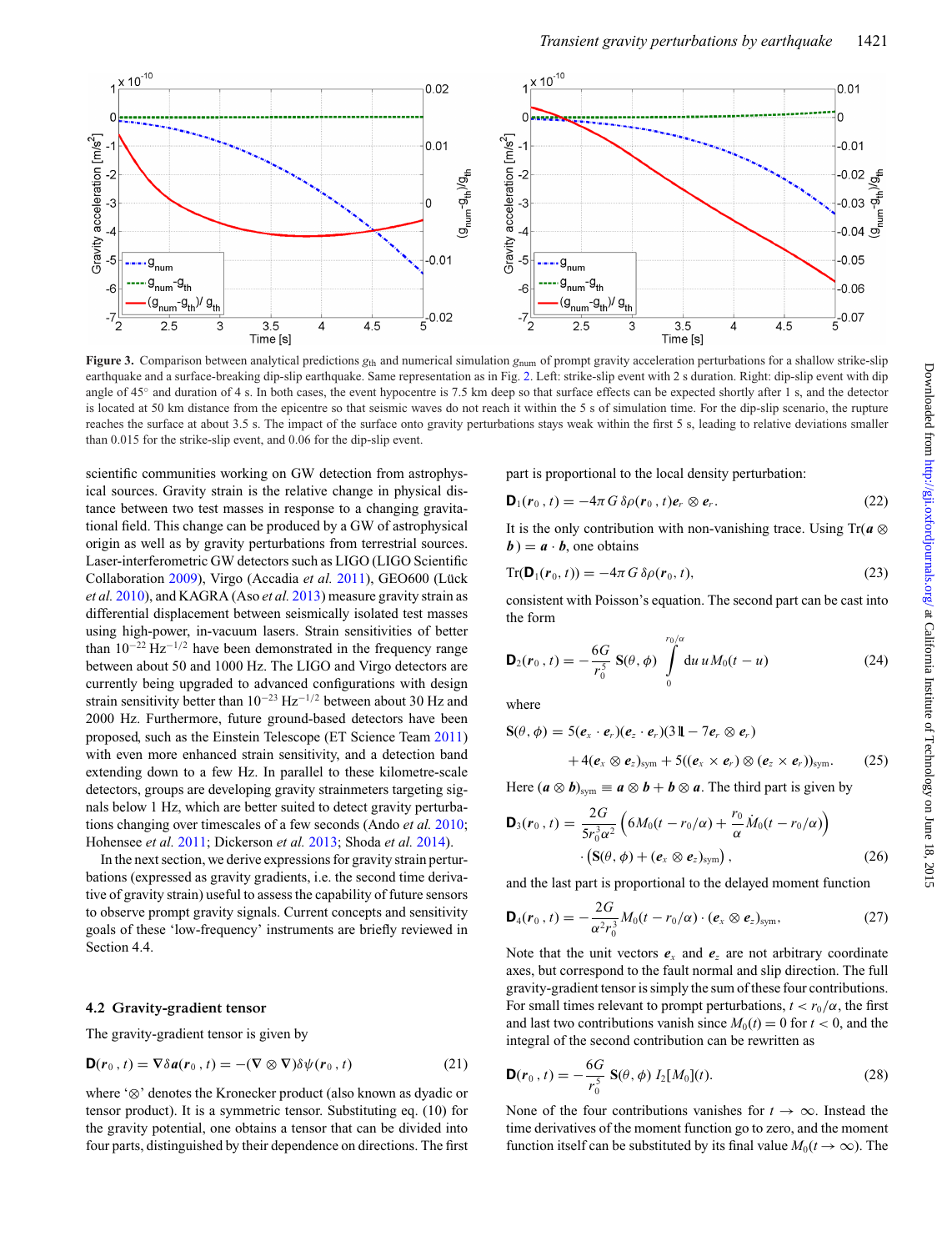Figure 3. Comparison between analytical predictions $g_{\rm th}$ and numerical simulation $g_{\rm num}$ of prompt gravity acceleration perturbations for a shallow strike-slip earthquake and a surface-breaking dip-slip earthquake. Same representation as in Fig. 2. Left: strike-slip event with 2 s duration. Right: dip-slip event with dip angle of 45° and duration of 4 s. In both cases, the event hypocentre is 7.5 km deep so that surface effects can be expected shortly after 1 s, and the detector is located at 50 km distance from the epicentre so that seismic waves do not reach it within the 5 s of simulation time. For the dip-slip scenario, the rupture reaches the surface at about 3.5 s. The impact of the surface onto gravity perturbations stays weak within the first 5 s, leading to relative deviations smaller than 0.015 for the strike-slip event, and 0.06 for the dip-slip event.

scientific communities working on GW detection from astrophysical sources. Gravity strain is the relative change in physical distance between two test masses in response to a changing gravitational field. This change can be produced by a GW of astrophysical origin as well as by gravity perturbations from terrestrial sources. Laser-interferometric GW detectors such as LIGO (LIGO Scientific Collaboration 2009), Virgo (Accadia *et al.* 2011), GEO600 (Lück *et al.* 2010), and KAGRA (Aso *et al.* 2013) measure gravity strain as differential displacement between seismically isolated test masses using high-power, in-vacuum lasers. Strain sensitivities of better than $10^{-22}\,\mathrm{Hz}^{-1/2}$ have been demonstrated in the frequency range between about 50 and 1000 Hz. The LIGO and Virgo detectors are currently being upgraded to advanced configurations with design strain sensitivity better than $10^{-23}\,\mathrm{Hz}^{-1/2}$ between about 30 Hz and 2000 Hz. Furthermore, future ground-based detectors have been proposed, such as the Einstein Telescope (ET Science Team 2011) with even more enhanced strain sensitivity, and a detection band extending down to a few Hz. In parallel to these kilometre-scale detectors, groups are developing gravity strainmeters targeting signals below 1 Hz, which are better suited to detect gravity perturbations changing over timescales of a few seconds (Ando *et al.* 2010; Hohensee *et al.* 2011; Dickerson *et al.* 2013; Shoda *et al.* 2014).

In the next section, we derive expressions for gravity strain perturbations (expressed as gravity gradients, i.e. the second time derivative of gravity strain) useful to assess the capability of future sensors to observe prompt gravity signals. Current concepts and sensitivity goals of these 'low-frequency' instruments are briefly reviewed in Section 4.4.

## 4.2 Gravity-gradient tensor

The gravity-gradient tensor is given by

$$\mathbf{D}(\boldsymbol{r}_0\,,t) = \nabla\delta\boldsymbol{a}(\boldsymbol{r}_0\,,t) = -(\nabla\otimes\nabla)\delta\psi(\boldsymbol{r}_0\,,t) \tag{21}$$

where '$\otimes$' denotes the Kronecker product (also known as dyadic or tensor product). It is a symmetric tensor. Substituting eq. (10) for the gravity potential, one obtains a tensor that can be divided into four parts, distinguished by their dependence on directions. The first part is proportional to the local density perturbation:

$$\mathbf{D}_1(\boldsymbol{r}_0\,,t) = -4\pi G\,\delta\rho(\boldsymbol{r}_0\,,t)\boldsymbol{e}_r\otimes\boldsymbol{e}_r. \tag{22}$$

It is the only contribution with non-vanishing trace. Using $\mathrm{Tr}(\boldsymbol{a}\otimes\boldsymbol{b}) = \boldsymbol{a}\cdot\boldsymbol{b}$, one obtains

$$\mathrm{Tr}(\mathbf{D}_1(\boldsymbol{r}_0\,,t)) = -4\pi G\,\delta\rho(\boldsymbol{r}_0\,,t), \tag{23}$$

consistent with Poisson's equation. The second part can be cast into the form

$$\mathbf{D}_2(\boldsymbol{r}_0\,,t) = -\frac{6G}{r_0^5}\,\mathbf{S}(\theta,\phi)\int\limits_0^{r_0/\alpha}\mathrm{d}u\,u\,M_0(t-u) \tag{24}$$

where

$$\begin{aligned}\mathbf{S}(\theta,\phi) = {} & 5(\boldsymbol{e}_x\cdot\boldsymbol{e}_r)(\boldsymbol{e}_z\cdot\boldsymbol{e}_r)(3\mathbb{1}-7\boldsymbol{e}_r\otimes\boldsymbol{e}_r)\\ & +4(\boldsymbol{e}_x\otimes\boldsymbol{e}_z)_{\rm sym}+5((\boldsymbol{e}_x\times\boldsymbol{e}_r)\otimes(\boldsymbol{e}_z\times\boldsymbol{e}_r))_{\rm sym}.\end{aligned} \tag{25}$$

Here $(\boldsymbol{a}\otimes\boldsymbol{b})_{\rm sym}\equiv\boldsymbol{a}\otimes\boldsymbol{b}+\boldsymbol{b}\otimes\boldsymbol{a}$. The third part is given by

$$\begin{aligned}\mathbf{D}_3(\boldsymbol{r}_0\,,t) = {} & \frac{2G}{5r_0^3\alpha^2}\left(6M_0(t-r_0/\alpha)+\frac{r_0}{\alpha}\dot{M}_0(t-r_0/\alpha)\right)\\ & \cdot\left(\mathbf{S}(\theta,\phi)+(\boldsymbol{e}_x\otimes\boldsymbol{e}_z)_{\rm sym}\right),\end{aligned} \tag{26}$$

and the last part is proportional to the delayed moment function

$$\mathbf{D}_4(\boldsymbol{r}_0\,,t) = -\frac{2G}{\alpha^2 r_0^3}M_0(t-r_0/\alpha)\cdot(\boldsymbol{e}_x\otimes\boldsymbol{e}_z)_{\rm sym}, \tag{27}$$

Note that the unit vectors $\boldsymbol{e}_x$ and $\boldsymbol{e}_z$ are not arbitrary coordinate axes, but correspond to the fault normal and slip direction. The full gravity-gradient tensor is simply the sum of these four contributions. For small times relevant to prompt perturbations, $t < r_0/\alpha$, the first and last two contributions vanish since $M_0(t) = 0$ for $t < 0$, and the integral of the second contribution can be rewritten as

$$\mathbf{D}(\boldsymbol{r}_0\,,t) = -\frac{6G}{r_0^5}\,\mathbf{S}(\theta,\phi)\,I_2[M_0](t). \tag{28}$$

None of the four contributions vanishes for $t\to\infty$. Instead the time derivatives of the moment function go to zero, and the moment function itself can be substituted by its final value $M_0(t\to\infty)$. The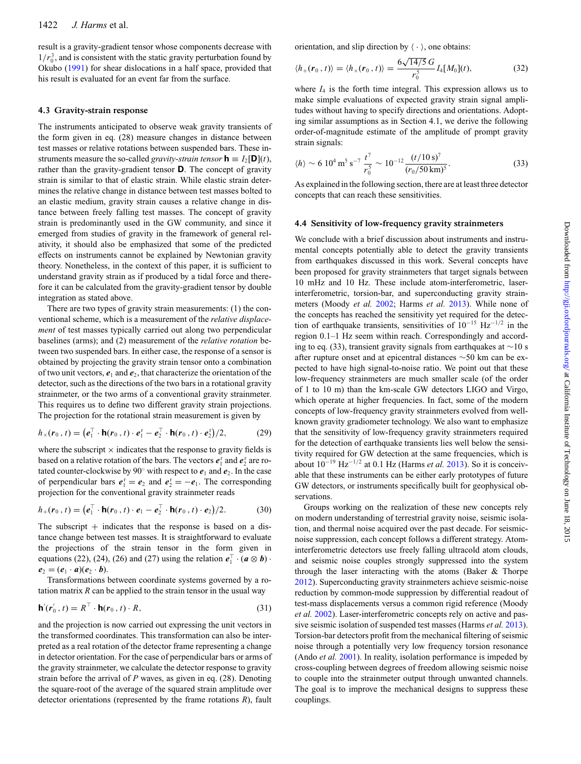result is a gravity-gradient tensor whose components decrease with $1/r_0^3$, and is consistent with the static gravity perturbation found by Okubo (1991) for shear dislocations in a half space, provided that his result is evaluated for an event far from the surface.

### 4.3 Gravity-strain response

The instruments anticipated to observe weak gravity transients of the form given in eq. (28) measure changes in distance between test masses or relative rotations between suspended bars. These instruments measure the so-called *gravity-strain tensor* $\mathbf{h} \equiv I_2[\mathbf{D}](t)$, rather than the gravity-gradient tensor $\mathbf{D}$. The concept of gravity strain is similar to that of elastic strain. While elastic strain determines the relative change in distance between test masses bolted to an elastic medium, gravity strain causes a relative change in distance between freely falling test masses. The concept of gravity strain is predominantly used in the GW community, and since it emerged from studies of gravity in the framework of general relativity, it should also be emphasized that some of the predicted effects on instruments cannot be explained by Newtonian gravity theory. Nonetheless, in the context of this paper, it is sufficient to understand gravity strain as if produced by a tidal force and therefore it can be calculated from the gravity-gradient tensor by double integration as stated above.

There are two types of gravity strain measurements: (1) the conventional scheme, which is a measurement of the *relative displacement* of test masses typically carried out along two perpendicular baselines (arms); and (2) measurement of the *relative rotation* between two suspended bars. In either case, the response of a sensor is obtained by projecting the gravity strain tensor onto a combination of two unit vectors, $\boldsymbol{e}_1$ and $\boldsymbol{e}_2$, that characterize the orientation of the detector, such as the directions of the two bars in a rotational gravity strainmeter, or the two arms of a conventional gravity strainmeter. This requires us to define two different gravity strain projections. The projection for the rotational strain measurement is given by

$$h_\times(\boldsymbol{r}_0, t) = \left(\boldsymbol{e}_1^\top \cdot \mathbf{h}(\boldsymbol{r}_0, t) \cdot \boldsymbol{e}_1^{\mathrm{r}} - \boldsymbol{e}_2^\top \cdot \mathbf{h}(\boldsymbol{r}_0, t) \cdot \boldsymbol{e}_2^{\mathrm{r}}\right)/2, \tag{29}$$

where the subscript $\times$ indicates that the response to gravity fields is based on a relative rotation of the bars. The vectors $\boldsymbol{e}_1^{\mathrm{r}}$ and $\boldsymbol{e}_2^{\mathrm{r}}$ are rotated counter-clockwise by 90° with respect to $\boldsymbol{e}_1$ and $\boldsymbol{e}_2$. In the case of perpendicular bars $\boldsymbol{e}_1^{\mathrm{r}} = \boldsymbol{e}_2$ and $\boldsymbol{e}_2^{\mathrm{r}} = -\boldsymbol{e}_1$. The corresponding projection for the conventional gravity strainmeter reads

$$h_+(\boldsymbol{r}_0, t) = \left(\boldsymbol{e}_1^\top \cdot \mathbf{h}(\boldsymbol{r}_0, t) \cdot \boldsymbol{e}_1 - \boldsymbol{e}_2^\top \cdot \mathbf{h}(\boldsymbol{r}_0, t) \cdot \boldsymbol{e}_2\right)/2. \tag{30}$$

The subscript $+$ indicates that the response is based on a distance change between test masses. It is straightforward to evaluate the projections of the strain tensor in the form given in equations (22), (24), (26) and (27) using the relation $\boldsymbol{e}_1^\top \cdot (\boldsymbol{a} \otimes \boldsymbol{b}) \cdot \boldsymbol{e}_2 = (\boldsymbol{e}_1 \cdot \boldsymbol{a})(\boldsymbol{e}_2 \cdot \boldsymbol{b})$.

Transformations between coordinate systems governed by a rotation matrix $R$ can be applied to the strain tensor in the usual way

$$\mathbf{h}'(\boldsymbol{r}_0', t) = R^\top \cdot \mathbf{h}(\boldsymbol{r}_0, t) \cdot R, \tag{31}$$

and the projection is now carried out expressing the unit vectors in the transformed coordinates. This transformation can also be interpreted as a real rotation of the detector frame representing a change in detector orientation. For the case of perpendicular bars or arms of the gravity strainmeter, we calculate the detector response to gravity strain before the arrival of *P* waves, as given in eq. (28). Denoting the square-root of the average of the squared strain amplitude over detector orientations (represented by the frame rotations $R$), fault orientation, and slip direction by $\langle \cdot \rangle$, one obtains:

$$\langle h_+(\boldsymbol{r}_0, t)\rangle = \langle h_\times(\boldsymbol{r}_0, t)\rangle = \frac{6\sqrt{14/5}\, G}{r_0^5} I_4[M_0](t), \tag{32}$$

where $I_4$ is the forth time integral. This expression allows us to make simple evaluations of expected gravity strain signal amplitudes without having to specify directions and orientations. Adopting similar assumptions as in Section 4.1, we derive the following order-of-magnitude estimate of the amplitude of prompt gravity strain signals:

$$\langle h \rangle \sim 6\;10^4\,\mathrm{m}^5\,\mathrm{s}^{-7}\,\frac{t^7}{r_0^5} \sim 10^{-12}\,\frac{(t/10\,\mathrm{s})^7}{(r_0/50\,\mathrm{km})^5}. \tag{33}$$

As explained in the following section, there are at least three detector concepts that can reach these sensitivities.

### 4.4 Sensitivity of low-frequency gravity strainmeters

We conclude with a brief discussion about instruments and instrumental concepts potentially able to detect the gravity transients from earthquakes discussed in this work. Several concepts have been proposed for gravity strainmeters that target signals between 10 mHz and 10 Hz. These include atom-interferometric, laser-interferometric, torsion-bar, and superconducting gravity strainmeters (Moody *et al.* 2002; Harms *et al.* 2013). While none of the concepts has reached the sensitivity yet required for the detection of earthquake transients, sensitivities of $10^{-15}\ \mathrm{Hz}^{-1/2}$ in the region 0.1–1 Hz seem within reach. Correspondingly and according to eq. (33), transient gravity signals from earthquakes at ~10 s after rupture onset and at epicentral distances ~50 km can be expected to have high signal-to-noise ratio. We point out that these low-frequency strainmeters are much smaller scale (of the order of 1 to 10 m) than the km-scale GW detectors LIGO and Virgo, which operate at higher frequencies. In fact, some of the modern concepts of low-frequency gravity strainmeters evolved from well-known gravity gradiometer technology. We also want to emphasize that the sensitivity of low-frequency gravity strainmeters required for the detection of earthquake transients lies well below the sensitivity required for GW detection at the same frequencies, which is about $10^{-19}\ \mathrm{Hz}^{-1/2}$ at 0.1 Hz (Harms *et al.* 2013). So it is conceivable that these instruments can be either early prototypes of future GW detectors, or instruments specifically built for geophysical observations.

Groups working on the realization of these new concepts rely on modern understanding of terrestrial gravity noise, seismic isolation, and thermal noise acquired over the past decade. For seismic-noise suppression, each concept follows a different strategy. Atom-interferometric detectors use freely falling ultracold atom clouds, and seismic noise couples strongly suppressed into the system through the laser interacting with the atoms (Baker & Thorpe 2012). Superconducting gravity strainmeters achieve seismic-noise reduction by common-mode suppression by differential readout of test-mass displacements versus a common rigid reference (Moody *et al.* 2002). Laser-interferometric concepts rely on active and passive seismic isolation of suspended test masses (Harms *et al.* 2013). Torsion-bar detectors profit from the mechanical filtering of seismic noise through a potentially very low frequency torsion resonance (Ando *et al.* 2001). In reality, isolation performance is impeded by cross-coupling between degrees of freedom allowing seismic noise to couple into the strainmeter output through unwanted channels. The goal is to improve the mechanical designs to suppress these couplings.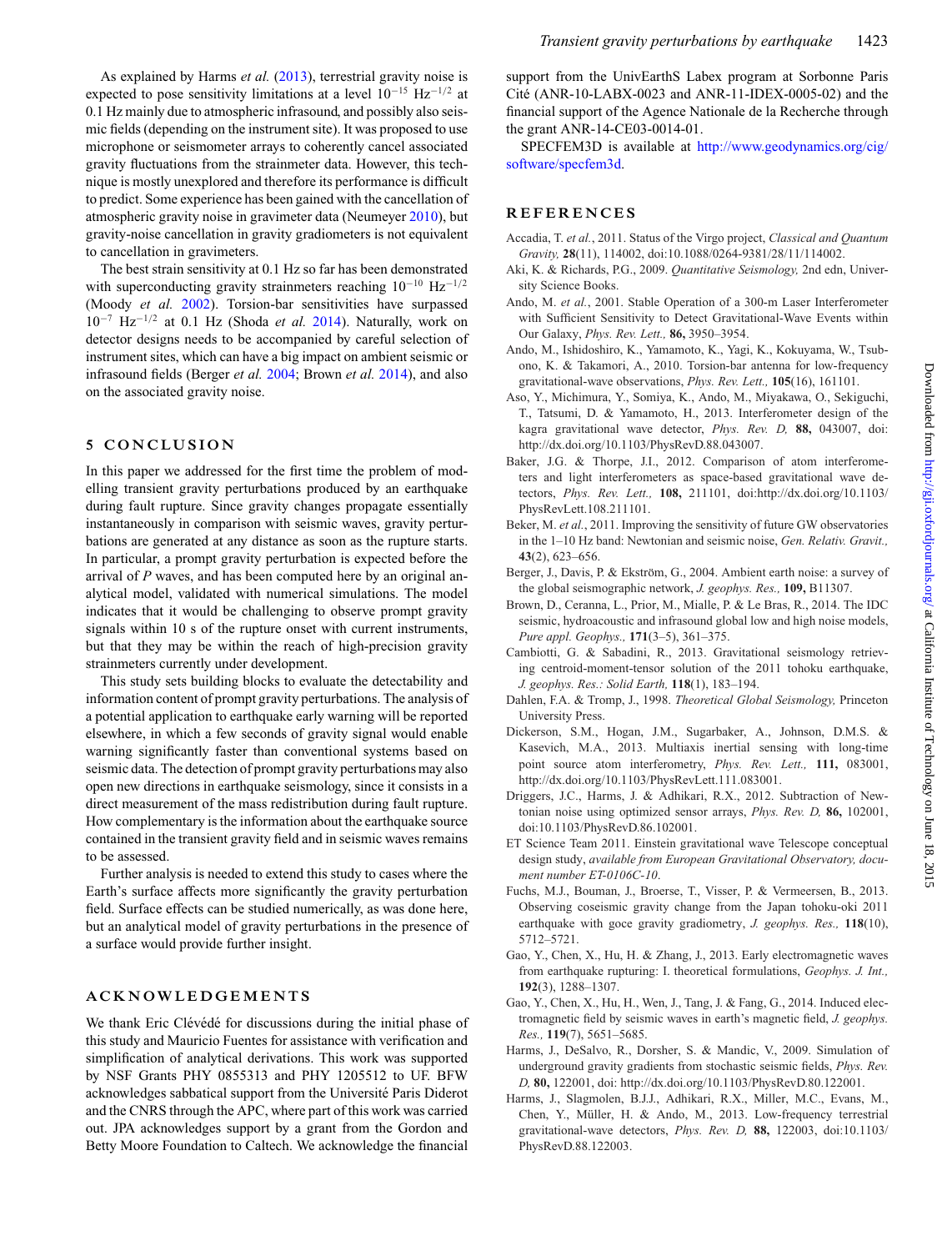As explained by Harms *et al.* (2013), terrestrial gravity noise is expected to pose sensitivity limitations at a level $10^{-15}$ Hz$^{-1/2}$ at 0.1 Hz mainly due to atmospheric infrasound, and possibly also seismic fields (depending on the instrument site). It was proposed to use microphone or seismometer arrays to coherently cancel associated gravity fluctuations from the strainmeter data. However, this technique is mostly unexplored and therefore its performance is difficult to predict. Some experience has been gained with the cancellation of atmospheric gravity noise in gravimeter data (Neumeyer 2010), but gravity-noise cancellation in gravity gradiometers is not equivalent to cancellation in gravimeters.

The best strain sensitivity at 0.1 Hz so far has been demonstrated with superconducting gravity strainmeters reaching $10^{-10}$ Hz$^{-1/2}$ (Moody *et al.* 2002). Torsion-bar sensitivities have surpassed $10^{-7}$ Hz$^{-1/2}$ at 0.1 Hz (Shoda *et al.* 2014). Naturally, work on detector designs needs to be accompanied by careful selection of instrument sites, which can have a big impact on ambient seismic or infrasound fields (Berger *et al.* 2004; Brown *et al.* 2014), and also on the associated gravity noise.

## 5 CONCLUSION

In this paper we addressed for the first time the problem of modelling transient gravity perturbations produced by an earthquake during fault rupture. Since gravity changes propagate essentially instantaneously in comparison with seismic waves, gravity perturbations are generated at any distance as soon as the rupture starts. In particular, a prompt gravity perturbation is expected before the arrival of *P* waves, and has been computed here by an original analytical model, validated with numerical simulations. The model indicates that it would be challenging to observe prompt gravity signals within 10 s of the rupture onset with current instruments, but that they may be within the reach of high-precision gravity strainmeters currently under development.

This study sets building blocks to evaluate the detectability and information content of prompt gravity perturbations. The analysis of a potential application to earthquake early warning will be reported elsewhere, in which a few seconds of gravity signal would enable warning significantly faster than conventional systems based on seismic data. The detection of prompt gravity perturbations may also open new directions in earthquake seismology, since it consists in a direct measurement of the mass redistribution during fault rupture. How complementary is the information about the earthquake source contained in the transient gravity field and in seismic waves remains to be assessed.

Further analysis is needed to extend this study to cases where the Earth's surface affects more significantly the gravity perturbation field. Surface effects can be studied numerically, as was done here, but an analytical model of gravity perturbations in the presence of a surface would provide further insight.

## ACKNOWLEDGEMENTS

We thank Eric Clévédé for discussions during the initial phase of this study and Mauricio Fuentes for assistance with verification and simplification of analytical derivations. This work was supported by NSF Grants PHY 0855313 and PHY 1205512 to UF. BFW acknowledges sabbatical support from the Université Paris Diderot and the CNRS through the APC, where part of this work was carried out. JPA acknowledges support by a grant from the Gordon and Betty Moore Foundation to Caltech. We acknowledge the financial support from the UnivEarthS Labex program at Sorbonne Paris Cité (ANR-10-LABX-0023 and ANR-11-IDEX-0005-02) and the financial support of the Agence Nationale de la Recherche through the grant ANR-14-CE03-0014-01.

SPECFEM3D is available at http://www.geodynamics.org/cig/software/specfem3d.

## REFERENCES

Accadia, T. *et al.*, 2011. Status of the Virgo project, *Classical and Quantum Gravity,* **28**(11), 114002, doi:10.1088/0264-9381/28/11/114002.

Aki, K. & Richards, P.G., 2009. *Quantitative Seismology,* 2nd edn, University Science Books.

Ando, M. *et al.*, 2001. Stable Operation of a 300-m Laser Interferometer with Sufficient Sensitivity to Detect Gravitational-Wave Events within Our Galaxy, *Phys. Rev. Lett.,* **86,** 3950–3954.

Ando, M., Ishidoshiro, K., Yamamoto, K., Yagi, K., Kokuyama, W., Tsubono, K. & Takamori, A., 2010. Torsion-bar antenna for low-frequency gravitational-wave observations, *Phys. Rev. Lett.,* **105**(16), 161101.

Aso, Y., Michimura, Y., Somiya, K., Ando, M., Miyakawa, O., Sekiguchi, T., Tatsumi, D. & Yamamoto, H., 2013. Interferometer design of the kagra gravitational wave detector, *Phys. Rev. D,* **88,** 043007, doi: http://dx.doi.org/10.1103/PhysRevD.88.043007.

Baker, J.G. & Thorpe, J.I., 2012. Comparison of atom interferometers and light interferometers as space-based gravitational wave detectors, *Phys. Rev. Lett.,* **108,** 211101, doi:http://dx.doi.org/10.1103/PhysRevLett.108.211101.

Beker, M. *et al.*, 2011. Improving the sensitivity of future GW observatories in the 1–10 Hz band: Newtonian and seismic noise, *Gen. Relativ. Gravit.,* **43**(2), 623–656.

Berger, J., Davis, P. & Ekström, G., 2004. Ambient earth noise: a survey of the global seismographic network, *J. geophys. Res.,* **109,** B11307.

Brown, D., Ceranna, L., Prior, M., Mialle, P. & Le Bras, R., 2014. The IDC seismic, hydroacoustic and infrasound global low and high noise models, *Pure appl. Geophys.,* **171**(3–5), 361–375.

Cambiotti, G. & Sabadini, R., 2013. Gravitational seismology retrieving centroid-moment-tensor solution of the 2011 tohoku earthquake, *J. geophys. Res.: Solid Earth,* **118**(1), 183–194.

Dahlen, F.A. & Tromp, J., 1998. *Theoretical Global Seismology,* Princeton University Press.

Dickerson, S.M., Hogan, J.M., Sugarbaker, A., Johnson, D.M.S. & Kasevich, M.A., 2013. Multiaxis inertial sensing with long-time point source atom interferometry, *Phys. Rev. Lett.,* **111,** 083001, http://dx.doi.org/10.1103/PhysRevLett.111.083001.

Driggers, J.C., Harms, J. & Adhikari, R.X., 2012. Subtraction of Newtonian noise using optimized sensor arrays, *Phys. Rev. D,* **86,** 102001, doi:10.1103/PhysRevD.86.102001.

ET Science Team 2011. Einstein gravitational wave Telescope conceptual design study, *available from European Gravitational Observatory, document number ET-0106C-10*.

Fuchs, M.J., Bouman, J., Broerse, T., Visser, P. & Vermeersen, B., 2013. Observing coseismic gravity change from the Japan tohoku-oki 2011 earthquake with goce gravity gradiometry, *J. geophys. Res.,* **118**(10), 5712–5721.

Gao, Y., Chen, X., Hu, H. & Zhang, J., 2013. Early electromagnetic waves from earthquake rupturing: I. theoretical formulations, *Geophys. J. Int.,* **192**(3), 1288–1307.

Gao, Y., Chen, X., Hu, H., Wen, J., Tang, J. & Fang, G., 2014. Induced electromagnetic field by seismic waves in earth's magnetic field, *J. geophys. Res.,* **119**(7), 5651–5685.

Harms, J., DeSalvo, R., Dorsher, S. & Mandic, V., 2009. Simulation of underground gravity gradients from stochastic seismic fields, *Phys. Rev. D,* **80,** 122001, doi: http://dx.doi.org/10.1103/PhysRevD.80.122001.

Harms, J., Slagmolen, B.J.J., Adhikari, R.X., Miller, M.C., Evans, M., Chen, Y., Müller, H. & Ando, M., 2013. Low-frequency terrestrial gravitational-wave detectors, *Phys. Rev. D,* **88,** 122003, doi:10.1103/PhysRevD.88.122003.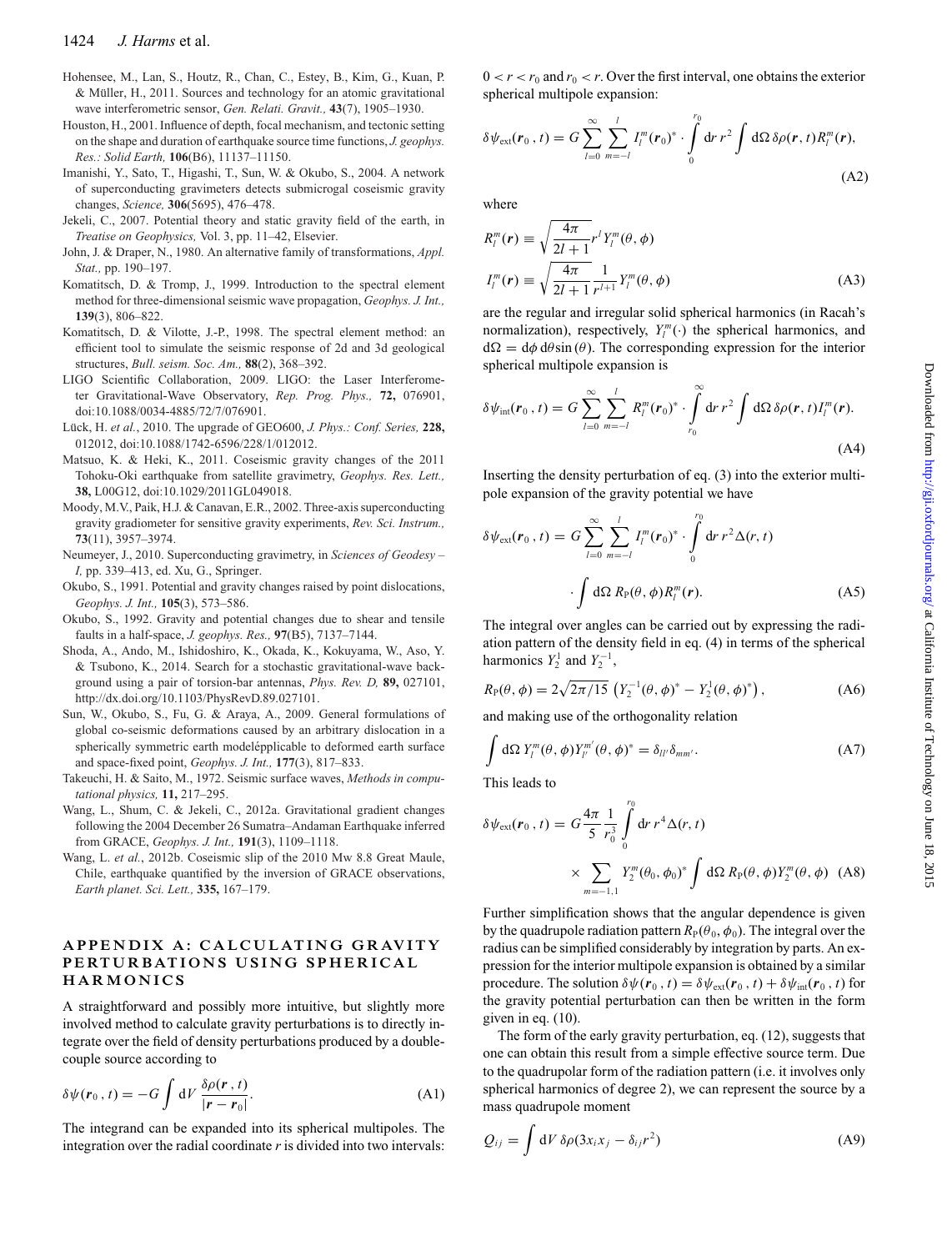Hohensee, M., Lan, S., Houtz, R., Chan, C., Estey, B., Kim, G., Kuan, P. & Müller, H., 2011. Sources and technology for an atomic gravitational wave interferometric sensor, *Gen. Relati. Gravit.,* **43**(7), 1905–1930.

Houston, H., 2001. Influence of depth, focal mechanism, and tectonic setting on the shape and duration of earthquake source time functions, *J. geophys. Res.: Solid Earth,* **106**(B6), 11137–11150.

Imanishi, Y., Sato, T., Higashi, T., Sun, W. & Okubo, S., 2004. A network of superconducting gravimeters detects submicrogal coseismic gravity changes, *Science,* **306**(5695), 476–478.

Jekeli, C., 2007. Potential theory and static gravity field of the earth, in *Treatise on Geophysics,* Vol. 3, pp. 11–42, Elsevier.

John, J. & Draper, N., 1980. An alternative family of transformations, *Appl. Stat.,* pp. 190–197.

Komatitsch, D. & Tromp, J., 1999. Introduction to the spectral element method for three-dimensional seismic wave propagation, *Geophys. J. Int.,* **139**(3), 806–822.

Komatitsch, D. & Vilotte, J.-P., 1998. The spectral element method: an efficient tool to simulate the seismic response of 2d and 3d geological structures, *Bull. seism. Soc. Am.,* **88**(2), 368–392.

LIGO Scientific Collaboration, 2009. LIGO: the Laser Interferometer Gravitational-Wave Observatory, *Rep. Prog. Phys.,* **72,** 076901, doi:10.1088/0034-4885/72/7/076901.

Lück, H. *et al.*, 2010. The upgrade of GEO600, *J. Phys.: Conf. Series,* **228,** 012012, doi:10.1088/1742-6596/228/1/012012.

Matsuo, K. & Heki, K., 2011. Coseismic gravity changes of the 2011 Tohoku-Oki earthquake from satellite gravimetry, *Geophys. Res. Lett.,* **38,** L00G12, doi:10.1029/2011GL049018.

Moody, M.V., Paik, H.J. & Canavan, E.R., 2002. Three-axis superconducting gravity gradiometer for sensitive gravity experiments, *Rev. Sci. Instrum.,* **73**(11), 3957–3974.

Neumeyer, J., 2010. Superconducting gravimetry, in *Sciences of Geodesy – I,* pp. 339–413, ed. Xu, G., Springer.

Okubo, S., 1991. Potential and gravity changes raised by point dislocations, *Geophys. J. Int.,* **105**(3), 573–586.

Okubo, S., 1992. Gravity and potential changes due to shear and tensile faults in a half-space, *J. geophys. Res.,* **97**(B5), 7137–7144.

Shoda, A., Ando, M., Ishidoshiro, K., Okada, K., Kokuyama, W., Aso, Y. & Tsubono, K., 2014. Search for a stochastic gravitational-wave background using a pair of torsion-bar antennas, *Phys. Rev. D,* **89,** 027101, http://dx.doi.org/10.1103/PhysRevD.89.027101.

Sun, W., Okubo, S., Fu, G. & Araya, A., 2009. General formulations of global co-seismic deformations caused by an arbitrary dislocation in a spherically symmetric earth modelépplicable to deformed earth surface and space-fixed point, *Geophys. J. Int.,* **177**(3), 817–833.

Takeuchi, H. & Saito, M., 1972. Seismic surface waves, *Methods in computational physics,* **11,** 217–295.

Wang, L., Shum, C. & Jekeli, C., 2012a. Gravitational gradient changes following the 2004 December 26 Sumatra–Andaman Earthquake inferred from GRACE, *Geophys. J. Int.,* **191**(3), 1109–1118.

Wang, L. *et al.*, 2012b. Coseismic slip of the 2010 Mw 8.8 Great Maule, Chile, earthquake quantified by the inversion of GRACE observations, *Earth planet. Sci. Lett.,* **335,** 167–179.

## APPENDIX A: CALCULATING GRAVITY PERTURBATIONS USING SPHERICAL HARMONICS

A straightforward and possibly more intuitive, but slightly more involved method to calculate gravity perturbations is to directly integrate over the field of density perturbations produced by a double-couple source according to

$$\delta\psi(\boldsymbol{r}_0\,,t) = -G\int \mathrm{d}V\,\frac{\delta\rho(\boldsymbol{r}\,,t)}{|\boldsymbol{r}-\boldsymbol{r}_0|}. \tag{A1}$$

The integrand can be expanded into its spherical multipoles. The integration over the radial coordinate $r$ is divided into two intervals: $0 < r < r_0$ and $r_0 < r$. Over the first interval, one obtains the exterior spherical multipole expansion:

$$\delta\psi_{\mathrm{ext}}(\boldsymbol{r}_0\,,t) = G\sum_{l=0}^{\infty}\sum_{m=-l}^{l} I_l^m(\boldsymbol{r}_0)^*\cdot\int_0^{r_0}\mathrm{d}r\,r^2\int\mathrm{d}\Omega\,\delta\rho(\boldsymbol{r},t)R_l^m(\boldsymbol{r}), \tag{A2}$$

where

$$R_l^m(\boldsymbol{r}) \equiv \sqrt{\frac{4\pi}{2l+1}}\,r^l\,Y_l^m(\theta,\phi)$$
$$I_l^m(\boldsymbol{r}) \equiv \sqrt{\frac{4\pi}{2l+1}}\,\frac{1}{r^{l+1}}\,Y_l^m(\theta,\phi) \tag{A3}$$

are the regular and irregular solid spherical harmonics (in Racah's normalization), respectively, $Y_l^m(\cdot)$ the spherical harmonics, and $\mathrm{d}\Omega = \mathrm{d}\phi\,\mathrm{d}\theta\sin(\theta)$. The corresponding expression for the interior spherical multipole expansion is

$$\delta\psi_{\mathrm{int}}(\boldsymbol{r}_0\,,t) = G\sum_{l=0}^{\infty}\sum_{m=-l}^{l} R_l^m(\boldsymbol{r}_0)^*\cdot\int_{r_0}^{\infty}\mathrm{d}r\,r^2\int\mathrm{d}\Omega\,\delta\rho(\boldsymbol{r},t)I_l^m(\boldsymbol{r}). \tag{A4}$$

Inserting the density perturbation of eq. (3) into the exterior multipole expansion of the gravity potential we have

$$\delta\psi_{\mathrm{ext}}(\boldsymbol{r}_0\,,t) = G\sum_{l=0}^{\infty}\sum_{m=-l}^{l} I_l^m(\boldsymbol{r}_0)^*\cdot\int_0^{r_0}\mathrm{d}r\,r^2\Delta(r,t)\cdot\int\mathrm{d}\Omega\,R_{\mathrm{P}}(\theta,\phi)R_l^m(\boldsymbol{r}). \tag{A5}$$

The integral over angles can be carried out by expressing the radiation pattern of the density field in eq. (4) in terms of the spherical harmonics $Y_2^1$ and $Y_2^{-1}$,

$$R_{\mathrm{P}}(\theta,\phi) = 2\sqrt{2\pi/15}\,\left(Y_2^{-1}(\theta,\phi)^* - Y_2^1(\theta,\phi)^*\right), \tag{A6}$$

and making use of the orthogonality relation

$$\int\mathrm{d}\Omega\,Y_l^m(\theta,\phi)Y_{l'}^{m'}(\theta,\phi)^* = \delta_{ll'}\delta_{mm'}. \tag{A7}$$

This leads to

$$\delta\psi_{\mathrm{ext}}(\boldsymbol{r}_0\,,t) = G\frac{4\pi}{5}\frac{1}{r_0^3}\int_0^{r_0}\mathrm{d}r\,r^4\Delta(r,t)\times\sum_{m=-1,1} Y_2^m(\theta_0,\phi_0)^*\int\mathrm{d}\Omega\,R_{\mathrm{P}}(\theta,\phi)Y_2^m(\theta,\phi) \tag{A8}$$

Further simplification shows that the angular dependence is given by the quadrupole radiation pattern $R_{\mathrm{P}}(\theta_0,\phi_0)$. The integral over the radius can be simplified considerably by integration by parts. An expression for the interior multipole expansion is obtained by a similar procedure. The solution $\delta\psi(\boldsymbol{r}_0\,,t) = \delta\psi_{\mathrm{ext}}(\boldsymbol{r}_0\,,t) + \delta\psi_{\mathrm{int}}(\boldsymbol{r}_0\,,t)$ for the gravity potential perturbation can then be written in the form given in eq. (10).

The form of the early gravity perturbation, eq. (12), suggests that one can obtain this result from a simple effective source term. Due to the quadrupolar form of the radiation pattern (i.e. it involves only spherical harmonics of degree 2), we can represent the source by a mass quadrupole moment

$$Q_{ij} = \int\mathrm{d}V\,\delta\rho(3x_ix_j - \delta_{ij}r^2) \tag{A9}$$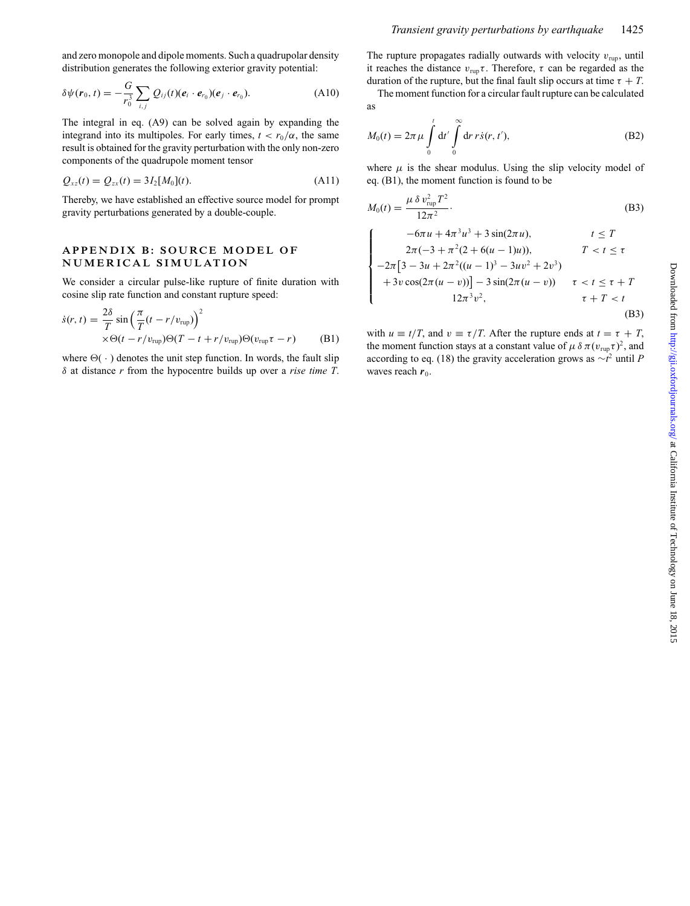and zero monopole and dipole moments. Such a quadrupolar density distribution generates the following exterior gravity potential:

$$\delta\psi(\boldsymbol{r}_0, t) = -\frac{G}{r_0^3}\sum_{i,j} Q_{ij}(t)(\boldsymbol{e}_i \cdot \boldsymbol{e}_{r_0})(\boldsymbol{e}_j \cdot \boldsymbol{e}_{r_0}). \tag{A10}$$

The integral in eq. (A9) can be solved again by expanding the integrand into its multipoles. For early times, $t < r_0/\alpha$, the same result is obtained for the gravity perturbation with the only non-zero components of the quadrupole moment tensor

$$Q_{xz}(t) = Q_{zx}(t) = 3I_2[M_0](t). \tag{A11}$$

Thereby, we have established an effective source model for prompt gravity perturbations generated by a double-couple.

## APPENDIX B: SOURCE MODEL OF NUMERICAL SIMULATION

We consider a circular pulse-like rupture of finite duration with cosine slip rate function and constant rupture speed:

$$\dot{s}(r, t) = \frac{2\delta}{T}\sin\left(\frac{\pi}{T}(t - r/v_{\rm rup})\right)^2 \times\Theta(t - r/v_{\rm rup})\Theta(T - t + r/v_{\rm rup})\Theta(v_{\rm rup}\tau - r) \tag{B1}$$

where $\Theta(\cdot)$ denotes the unit step function. In words, the fault slip $\delta$ at distance $r$ from the hypocentre builds up over a *rise time* $T$. The rupture propagates radially outwards with velocity $v_{\rm rup}$, until it reaches the distance $v_{\rm rup}\tau$. Therefore, $\tau$ can be regarded as the duration of the rupture, but the final fault slip occurs at time $\tau + T$.

The moment function for a circular fault rupture can be calculated as

$$M_0(t) = 2\pi\mu\int\limits_0^t {\rm d}t'\int\limits_0^\infty {\rm d}r\, r\dot{s}(r, t'), \tag{B2}$$

where $\mu$ is the shear modulus. Using the slip velocity model of eq. (B1), the moment function is found to be

$$M_0(t) = \frac{\mu\,\delta\,v_{\rm rup}^2 T^2}{12\pi^2}\cdot \tag{B3}$$

$$\begin{cases} -6\pi u + 4\pi^3 u^3 + 3\sin(2\pi u), & t \le T \\ 2\pi(-3 + \pi^2(2 + 6(u-1)u)), & T < t \le \tau \\ -2\pi\left[3 - 3u + 2\pi^2((u-1)^3 - 3uv^2 + 2v^3)\right. \\ \quad \left.+ 3v\cos(2\pi(u - v))\right] - 3\sin(2\pi(u - v)) & \tau < t \le \tau + T \\ 12\pi^3 v^2, & \tau + T < t \end{cases} \tag{B3}$$

with $u \equiv t/T$, and $v \equiv \tau/T$. After the rupture ends at $t = \tau + T$, the moment function stays at a constant value of $\mu\,\delta\,\pi(v_{\rm rup}\tau)^2$, and according to eq. (18) the gravity acceleration grows as $\sim t^2$ until $P$ waves reach $\boldsymbol{r}_0$.